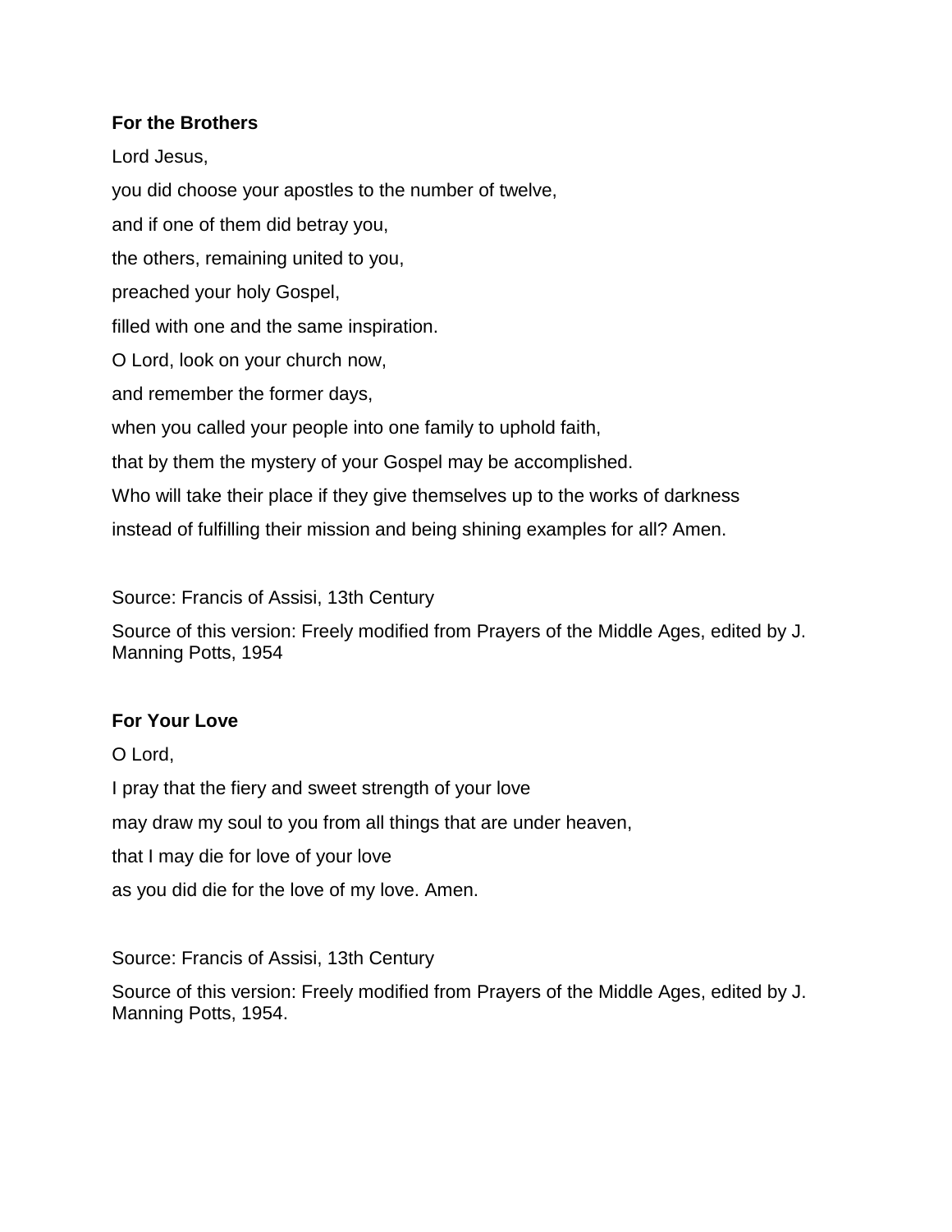**For the Brothers**

Lord Jesus,

you did choose your apostles to the number of twelve,

and if one of them did betray you,

the others, remaining united to you,

preached your holy Gospel,

filled with one and the same inspiration.

O Lord, look on your church now,

and remember the former days,

when you called your people into one family to uphold faith,

that by them the mystery of your Gospel may be accomplished.

Who will take their place if they give themselves up to the works of darkness

instead of fulfilling their mission and being shining examples for all? Amen.

Source: Francis of Assisi, 13th Century

Source of this version: Freely modified from Prayers of the Middle Ages, edited by J. Manning Potts, 1954

**For Your Love**

O Lord,

I pray that the fiery and sweet strength of your love

may draw my soul to you from all things that are under heaven,

that I may die for love of your love

as you did die for the love of my love. Amen.

Source: Francis of Assisi, 13th Century

Source of this version: Freely modified from Prayers of the Middle Ages, edited by J. Manning Potts, 1954.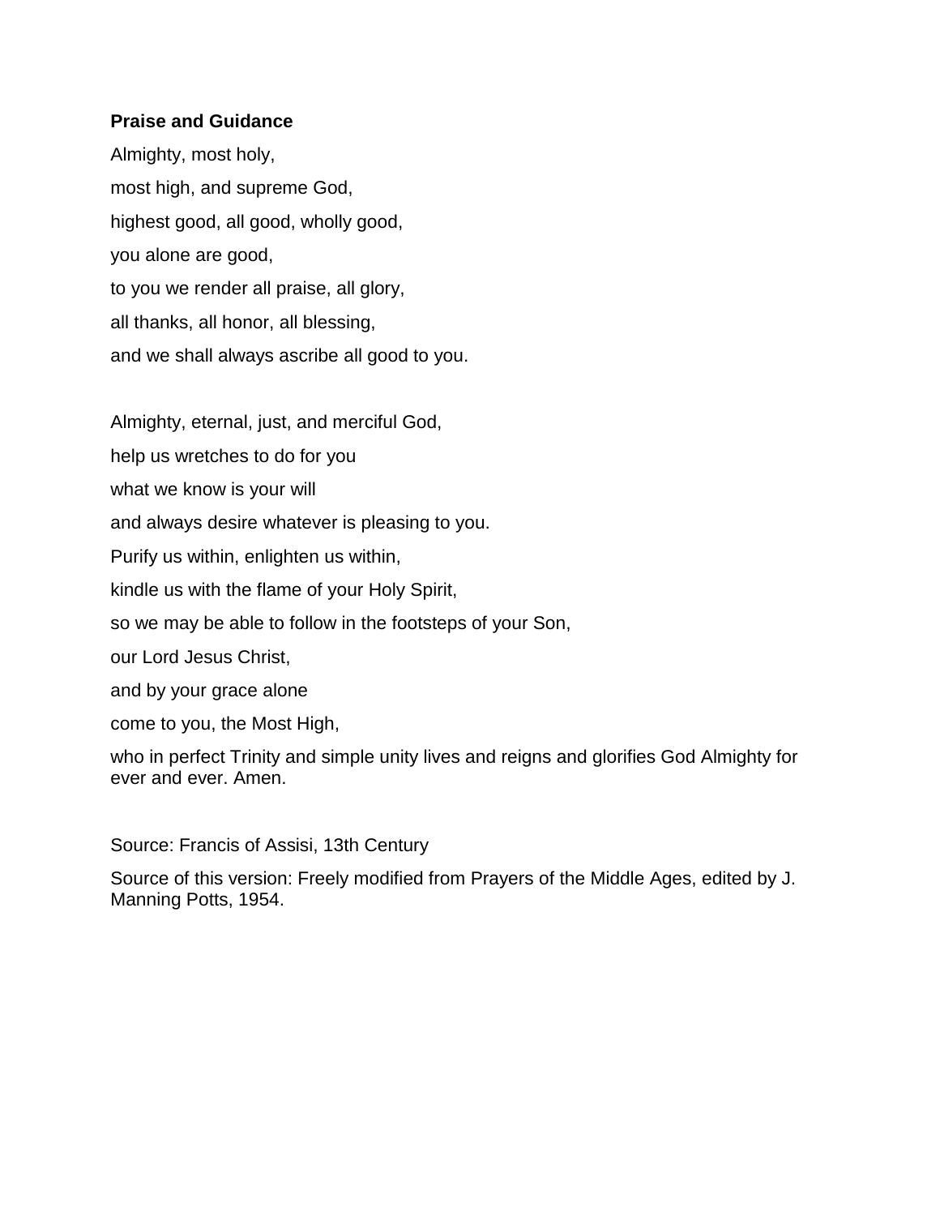**Praise and Guidance**

Almighty, most holy,

most high, and supreme God,

highest good, all good, wholly good,

you alone are good,

to you we render all praise, all glory,

all thanks, all honor, all blessing,

and we shall always ascribe all good to you.

Almighty, eternal, just, and merciful God,

help us wretches to do for you

what we know is your will

and always desire whatever is pleasing to you.

Purify us within, enlighten us within,

kindle us with the flame of your Holy Spirit,

so we may be able to follow in the footsteps of your Son,

our Lord Jesus Christ,

and by your grace alone

come to you, the Most High,

who in perfect Trinity and simple unity lives and reigns and glorifies God Almighty for ever and ever. Amen.

Source: Francis of Assisi, 13th Century

Source of this version: Freely modified from Prayers of the Middle Ages, edited by J. Manning Potts, 1954.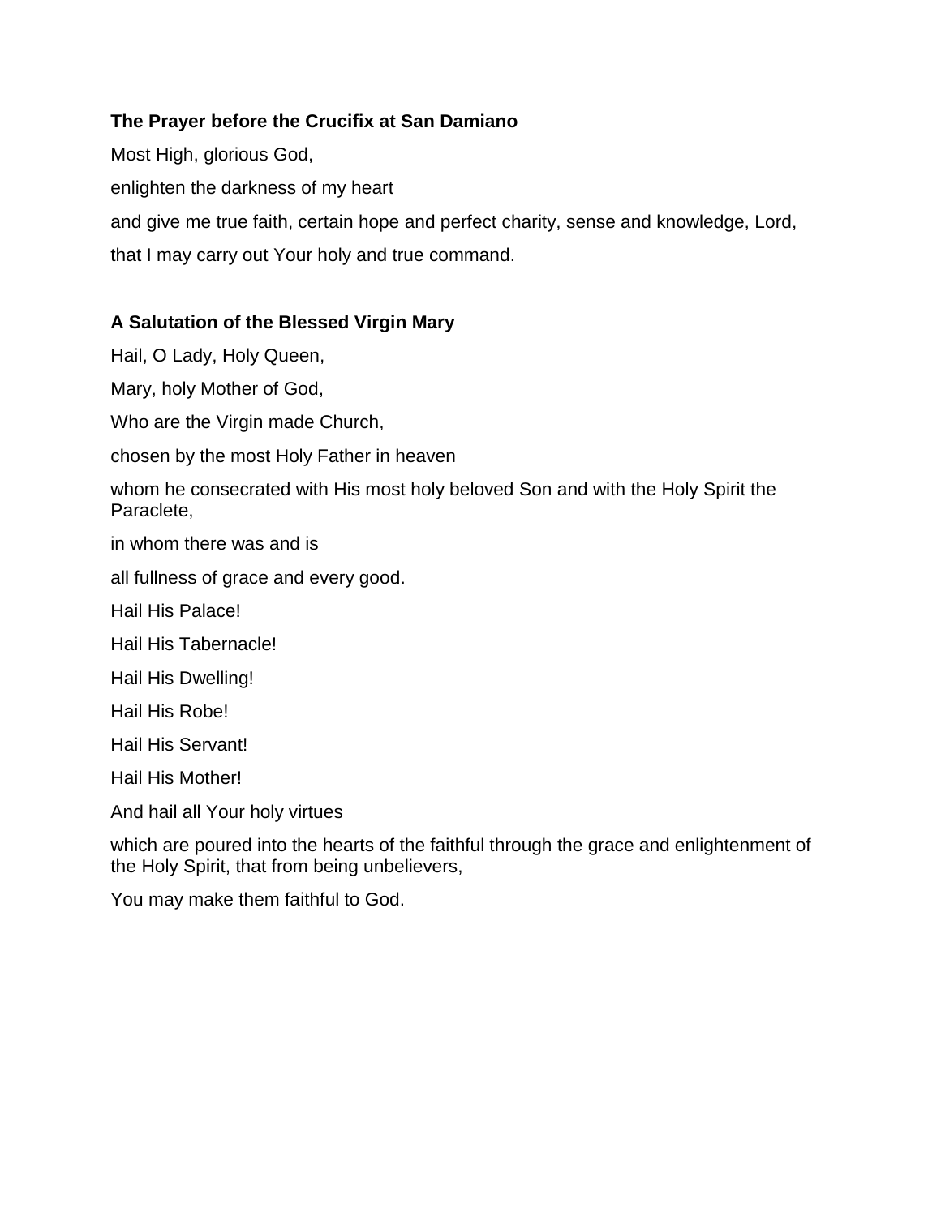**The Prayer before the Crucifix at San Damiano**

Most High, glorious God,

enlighten the darkness of my heart

and give me true faith, certain hope and perfect charity, sense and knowledge, Lord,

that I may carry out Your holy and true command.

**A Salutation of the Blessed Virgin Mary**

Hail, O Lady, Holy Queen,

Mary, holy Mother of God,

Who are the Virgin made Church,

chosen by the most Holy Father in heaven

whom he consecrated with His most holy beloved Son and with the Holy Spirit the Paraclete,

in whom there was and is

all fullness of grace and every good.

Hail His Palace!

Hail His Tabernacle!

Hail His Dwelling!

Hail His Robe!

Hail His Servant!

Hail His Mother!

And hail all Your holy virtues

which are poured into the hearts of the faithful through the grace and enlightenment of the Holy Spirit, that from being unbelievers,

You may make them faithful to God.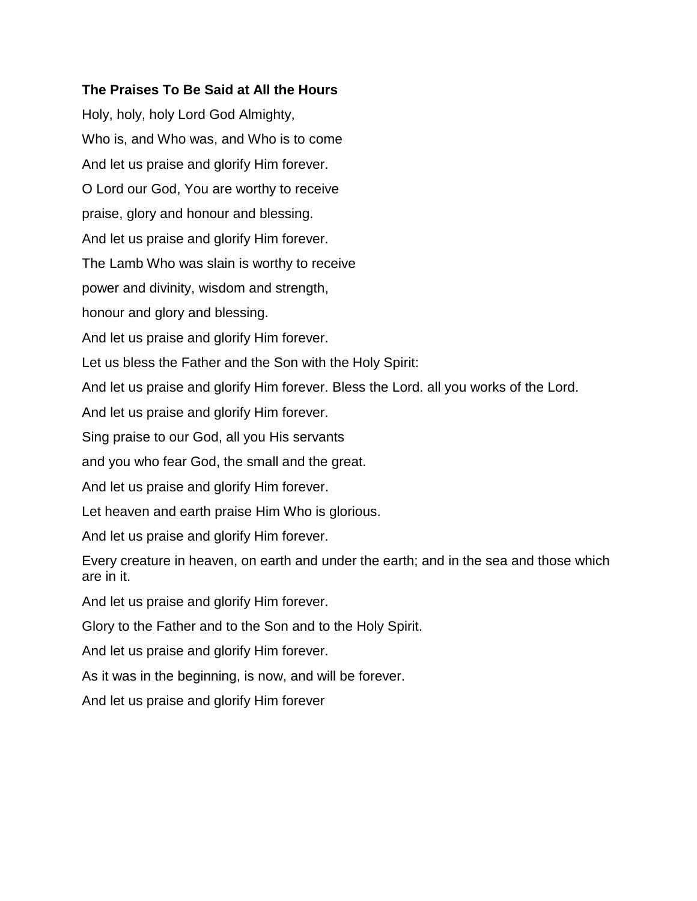**The Praises To Be Said at All the Hours**

Holy, holy, holy Lord God Almighty,

Who is, and Who was, and Who is to come

And let us praise and glorify Him forever.

O Lord our God, You are worthy to receive

praise, glory and honour and blessing.

And let us praise and glorify Him forever.

The Lamb Who was slain is worthy to receive

power and divinity, wisdom and strength,

honour and glory and blessing.

And let us praise and glorify Him forever.

Let us bless the Father and the Son with the Holy Spirit:

And let us praise and glorify Him forever. Bless the Lord. all you works of the Lord.

And let us praise and glorify Him forever.

Sing praise to our God, all you His servants

and you who fear God, the small and the great.

And let us praise and glorify Him forever.

Let heaven and earth praise Him Who is glorious.

And let us praise and glorify Him forever.

Every creature in heaven, on earth and under the earth; and in the sea and those which are in it.

And let us praise and glorify Him forever.

Glory to the Father and to the Son and to the Holy Spirit.

And let us praise and glorify Him forever.

As it was in the beginning, is now, and will be forever.

And let us praise and glorify Him forever